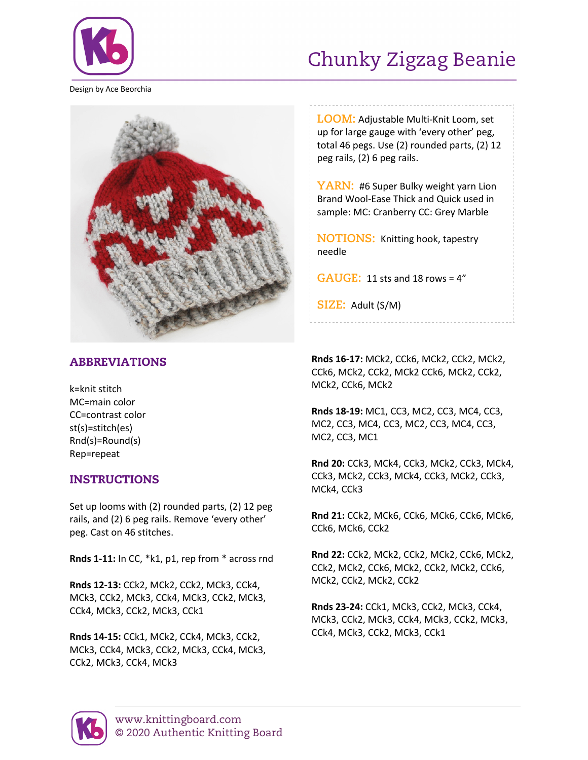# Chunky Zigzag Beanie

Design by Ace Beorchia

**LOOM:** Adjustable Multi-Knit Loom, set up for large gauge with 'every other' peg, total 46 pegs. Use (2) rounded parts, (2) 12 peg rails, (2) 6 peg rails.

**YARN:** #6 Super Bulky weight yarn Lion Brand Wool-Ease Thick and Quick used in sample: MC: Cranberry CC: Grey Marble

**NOTIONS:** Knitting hook, tapestry needle

**GAUGE:** 11 sts and 18 rows = 4"

**SIZE:** Adult (S/M)

## ABBREVIATIONS

k=knit stitch
MC=main color
CC=contrast color
st(s)=stitch(es)
Rnd(s)=Round(s)
Rep=repeat

## INSTRUCTIONS

Set up looms with (2) rounded parts, (2) 12 peg rails, and (2) 6 peg rails. Remove 'every other' peg. Cast on 46 stitches.

**Rnds 1-11:** In CC, *k1, p1, rep from * across rnd

**Rnds 12-13:** CCk2, MCk2, CCk2, MCk3, CCk4, MCk3, CCk2, MCk3, CCk4, MCk3, CCk2, MCk3, CCk4, MCk3, CCk2, MCk3, CCk1

**Rnds 14-15:** CCk1, MCk2, CCk4, MCk3, CCk2, MCk3, CCk4, MCk3, CCk2, MCk3, CCk4, MCk3, CCk2, MCk3, CCk4, MCk3

**Rnds 16-17:** MCk2, CCk6, MCk2, CCk2, MCk2, CCk6, MCk2, CCk2, MCk2 CCk6, MCk2, CCk2, MCk2, CCk6, MCk2

**Rnds 18-19:** MC1, CC3, MC2, CC3, MC4, CC3, MC2, CC3, MC4, CC3, MC2, CC3, MC4, CC3, MC2, CC3, MC1

**Rnd 20:** CCk3, MCk4, CCk3, MCk2, CCk3, MCk4, CCk3, MCk2, CCk3, MCk4, CCk3, MCk2, CCk3, MCk4, CCk3

**Rnd 21:** CCk2, MCk6, CCk6, MCk6, CCk6, MCk6, CCk6, MCk6, CCk2

**Rnd 22:** CCk2, MCk2, CCk2, MCk2, CCk6, MCk2, CCk2, MCk2, CCk6, MCk2, CCk2, MCk2, CCk6, MCk2, CCk2, MCk2, CCk2

**Rnds 23-24:** CCk1, MCk3, CCk2, MCk3, CCk4, MCk3, CCk2, MCk3, CCk4, MCk3, CCk2, MCk3, CCk4, MCk3, CCk2, MCk3, CCk1

www.knittingboard.com
© 2020 Authentic Knitting Board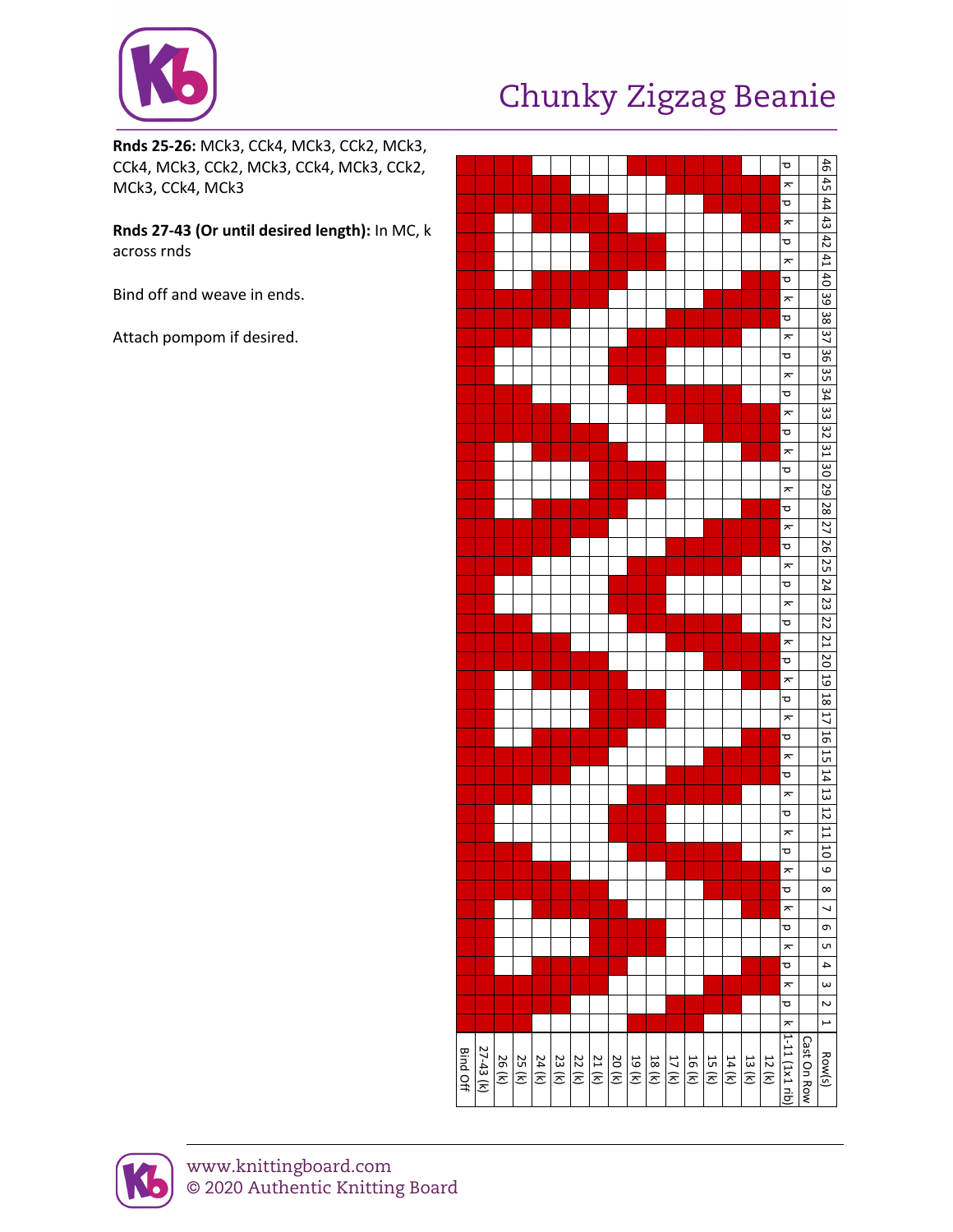# Chunky Zigzag Beanie

**Rnds 25-26:** MCk3, CCk4, MCk3, CCk2, MCk3, CCk4, MCk3, CCk2, MCk3, CCk4, MCk3, CCk2, MCk3, CCk4, MCk3

**Rnds 27-43 (Or until desired length):** In MC, k across rnds

Bind off and weave in ends.

Attach pompom if desired.

Row(s)
Cast On Row
1-11 (1x1 rib)
12 (k)
13 (k)
14 (k)
15 (k)
16 (k)
17 (k)
18 (k)
19 (k)
20 (k)
21 (k)
22 (k)
23 (k)
24 (k)
25 (k)
26 (k)
27-43 (k)
Bind Off

1 2 3 4 5 6 7 8 9 10 11 12 13 14 15 16 17 18 19 20 21 22 23 24 25 26 27 28 29 30 31 32 33 34 35 36 37 38 39 40 41 42 43 44 45 46

k p k p k p k p k p k p k p k p k p k p k p k p k p k p k p k p k p k p k p k p k p k p